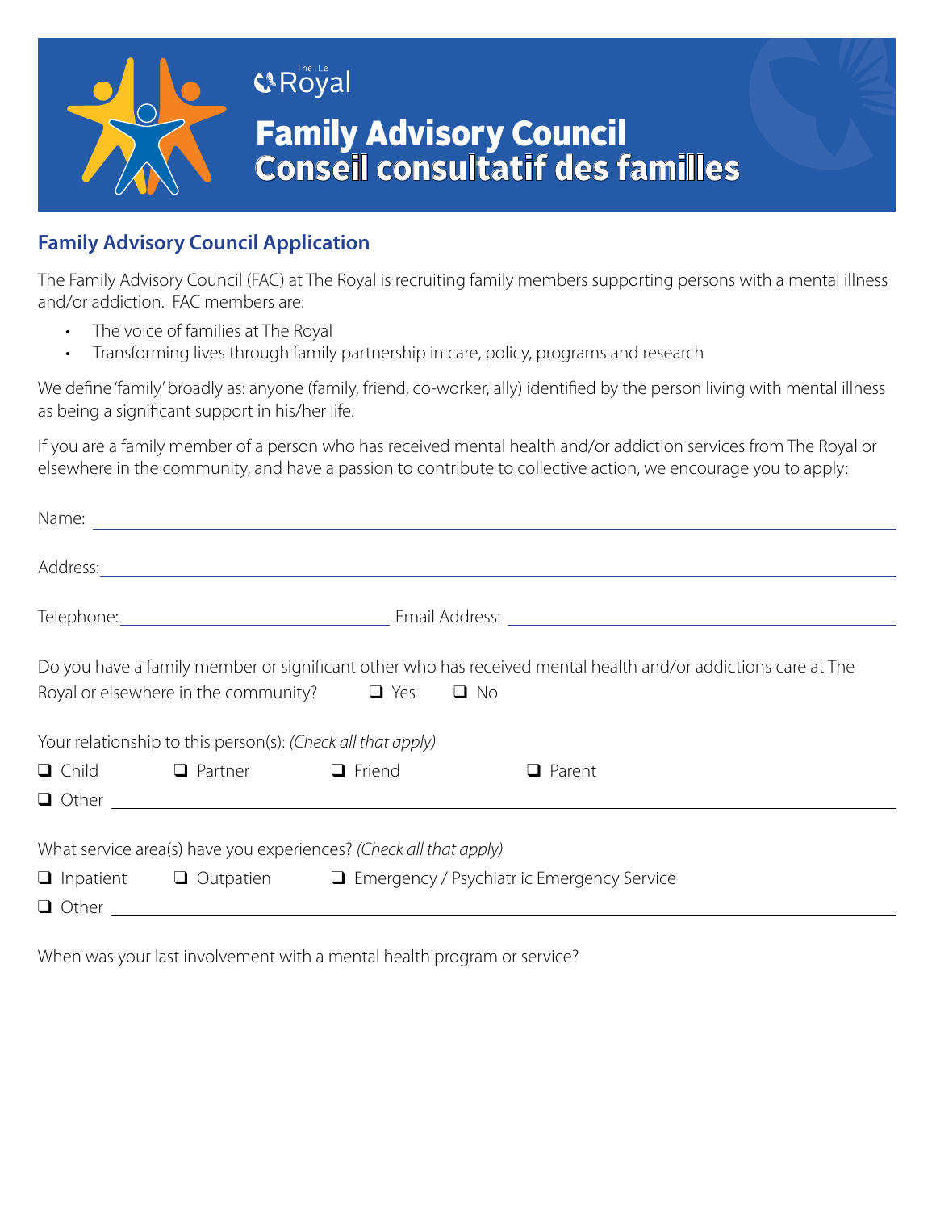The Royal

# Family Advisory Council
# Conseil consultatif des familles

## Family Advisory Council Application

The Family Advisory Council (FAC) at The Royal is recruiting family members supporting persons with a mental illness and/or addiction. FAC members are:

- The voice of families at The Royal
- Transforming lives through family partnership in care, policy, programs and research

We define 'family' broadly as: anyone (family, friend, co-worker, ally) identified by the person living with mental illness as being a significant support in his/her life.

If you are a family member of a person who has received mental health and/or addiction services from The Royal or elsewhere in the community, and have a passion to contribute to collective action, we encourage you to apply:

Name: ____________________

Address: ____________________

Telephone: ____________________ Email Address: ____________________

Do you have a family member or significant other who has received mental health and/or addictions care at The Royal or elsewhere in the community? ❑ Yes ❑ No

Your relationship to this person(s): *(Check all that apply)*

❑ Child ❑ Partner ❑ Friend ❑ Parent

❑ Other ____________________

What service area(s) have you experiences? *(Check all that apply)*

❑ Inpatient ❑ Outpatien ❑ Emergency / Psychiatr ic Emergency Service

❑ Other ____________________

When was your last involvement with a mental health program or service?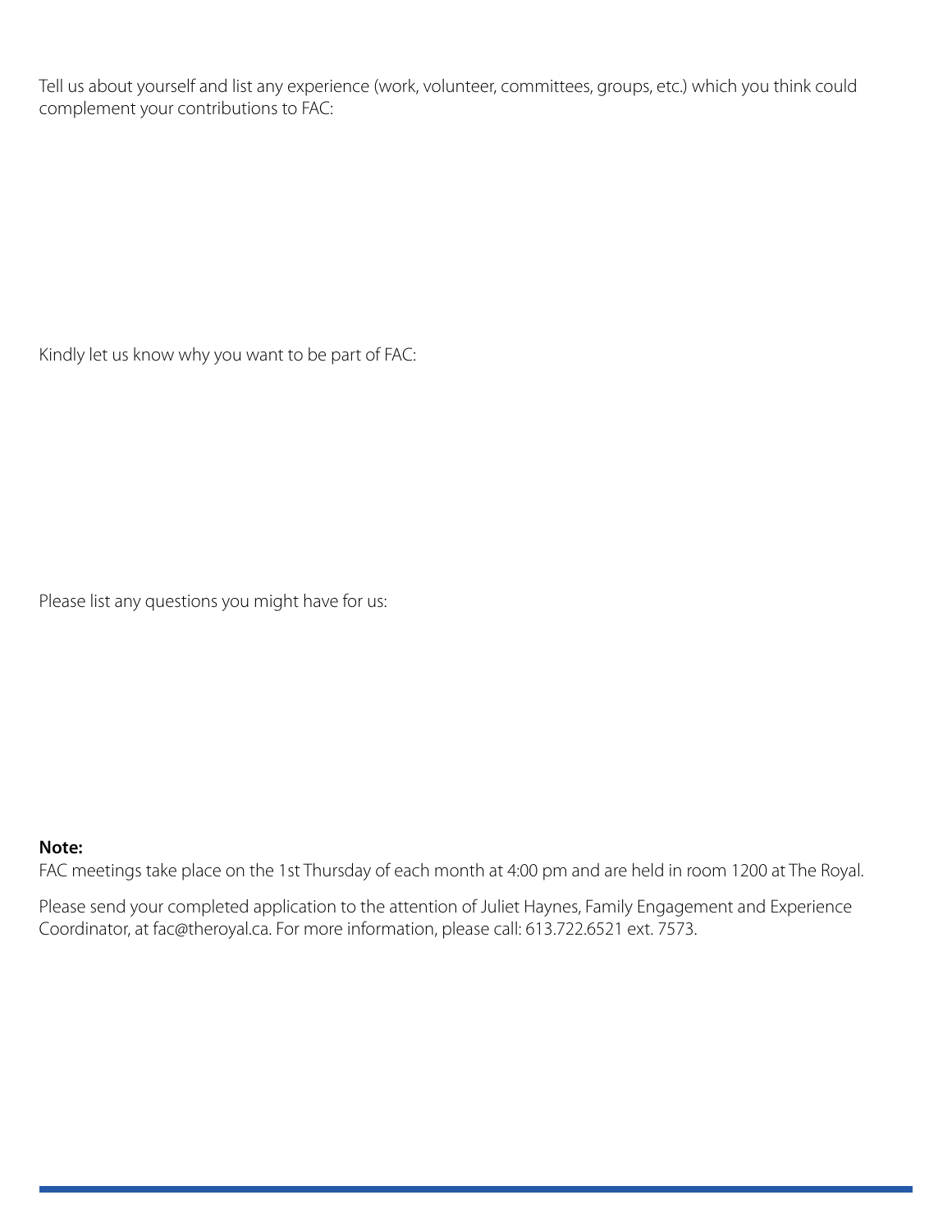Tell us about yourself and list any experience (work, volunteer, committees, groups, etc.) which you think could complement your contributions to FAC:

Kindly let us know why you want to be part of FAC:

Please list any questions you might have for us:

**Note:**

FAC meetings take place on the 1st Thursday of each month at 4:00 pm and are held in room 1200 at The Royal.

Please send your completed application to the attention of Juliet Haynes, Family Engagement and Experience Coordinator, at fac@theroyal.ca. For more information, please call: 613.722.6521 ext. 7573.